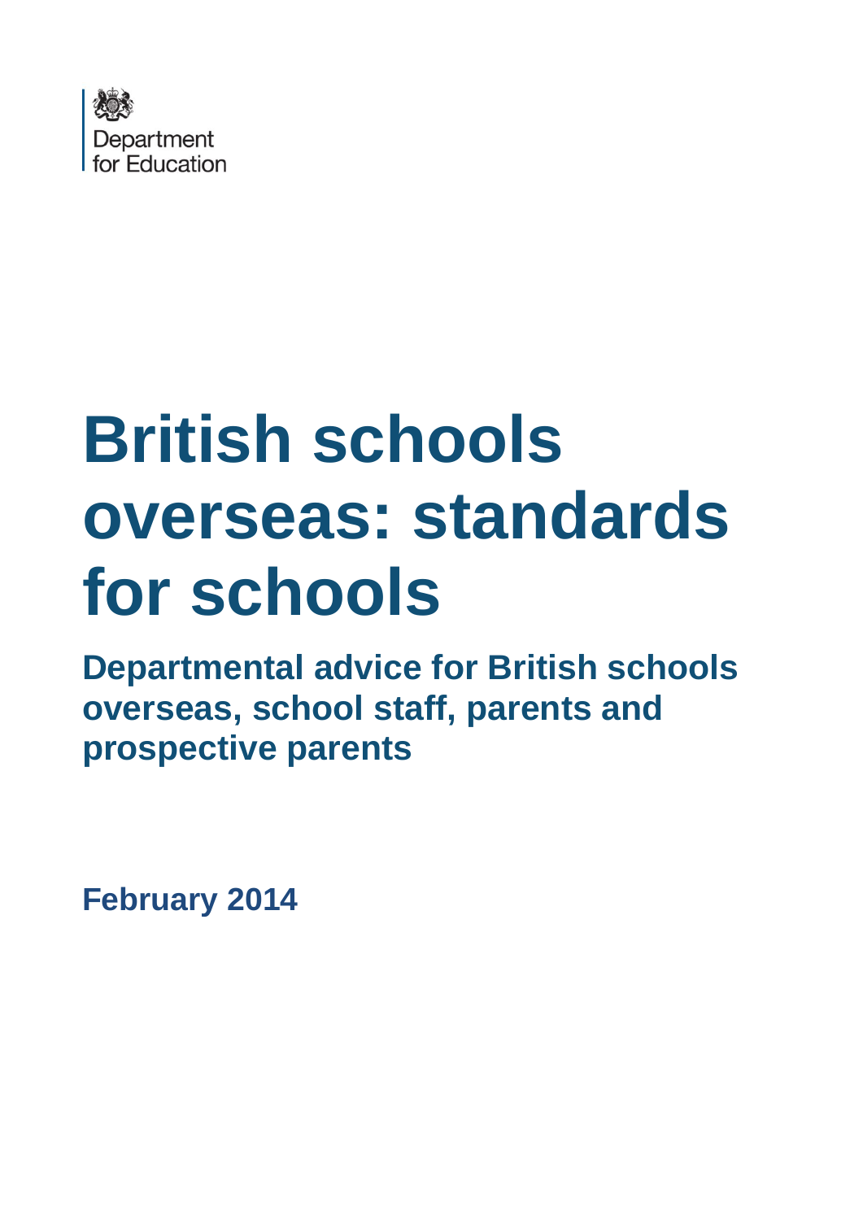Department for Education

# British schools overseas: standards for schools

## Departmental advice for British schools overseas, school staff, parents and prospective parents

**February 2014**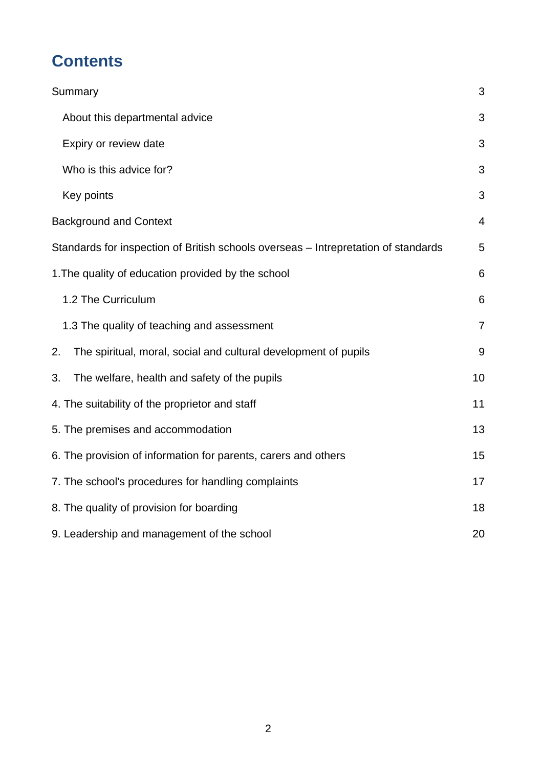## Contents

| | |
|---|---|
| Summary | 3 |
| About this departmental advice | 3 |
| Expiry or review date | 3 |
| Who is this advice for? | 3 |
| Key points | 3 |
| Background and Context | 4 |
| Standards for inspection of British schools overseas – Intrepretation of standards | 5 |
| 1.The quality of education provided by the school | 6 |
| 1.2 The Curriculum | 6 |
| 1.3 The quality of teaching and assessment | 7 |
| 2. The spiritual, moral, social and cultural development of pupils | 9 |
| 3. The welfare, health and safety of the pupils | 10 |
| 4. The suitability of the proprietor and staff | 11 |
| 5. The premises and accommodation | 13 |
| 6. The provision of information for parents, carers and others | 15 |
| 7. The school's procedures for handling complaints | 17 |
| 8. The quality of provision for boarding | 18 |
| 9. Leadership and management of the school | 20 |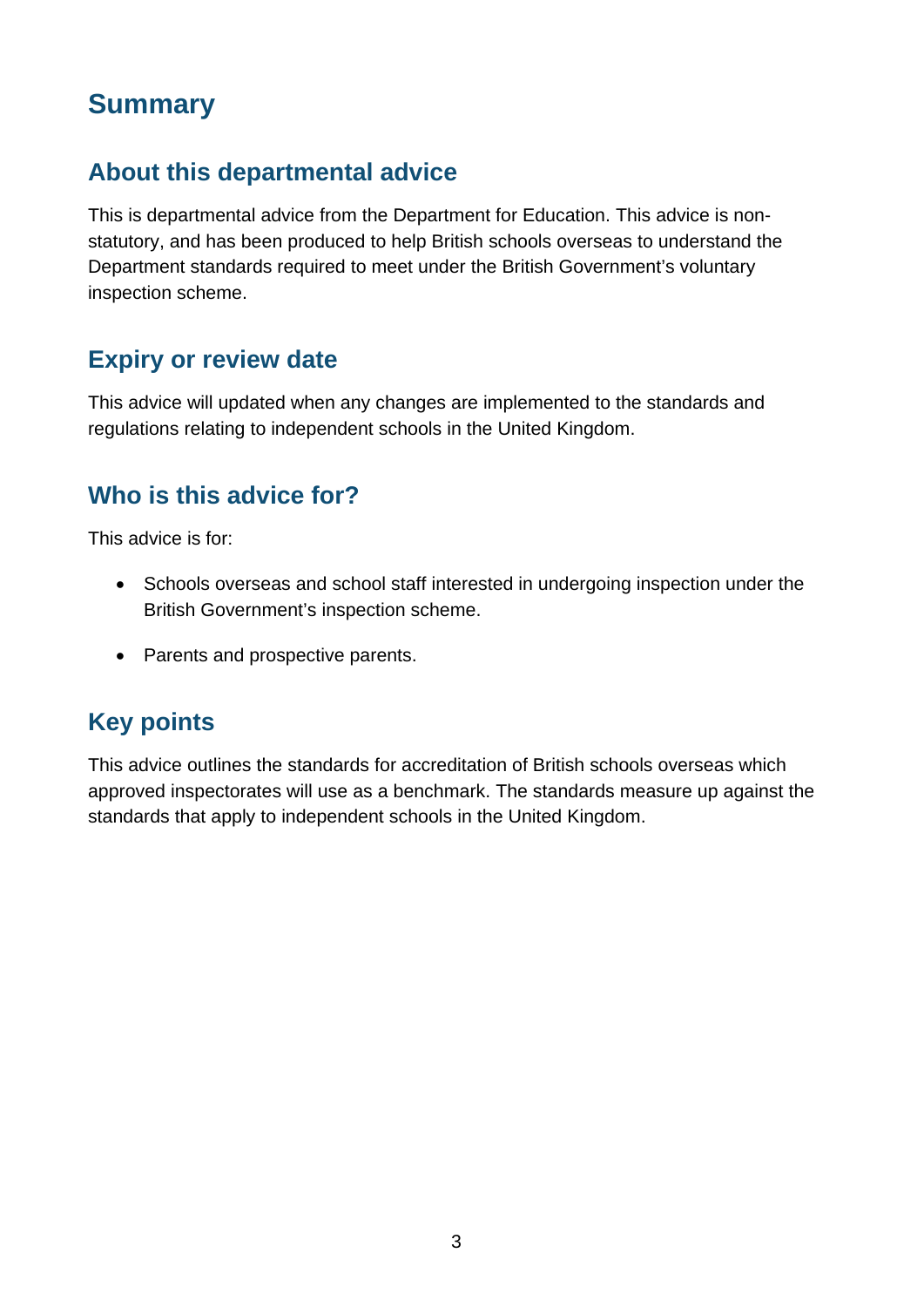# Summary

## About this departmental advice

This is departmental advice from the Department for Education. This advice is non-statutory, and has been produced to help British schools overseas to understand the Department standards required to meet under the British Government's voluntary inspection scheme.

## Expiry or review date

This advice will updated when any changes are implemented to the standards and regulations relating to independent schools in the United Kingdom.

## Who is this advice for?

This advice is for:

- Schools overseas and school staff interested in undergoing inspection under the British Government's inspection scheme.
- Parents and prospective parents.

## Key points

This advice outlines the standards for accreditation of British schools overseas which approved inspectorates will use as a benchmark. The standards measure up against the standards that apply to independent schools in the United Kingdom.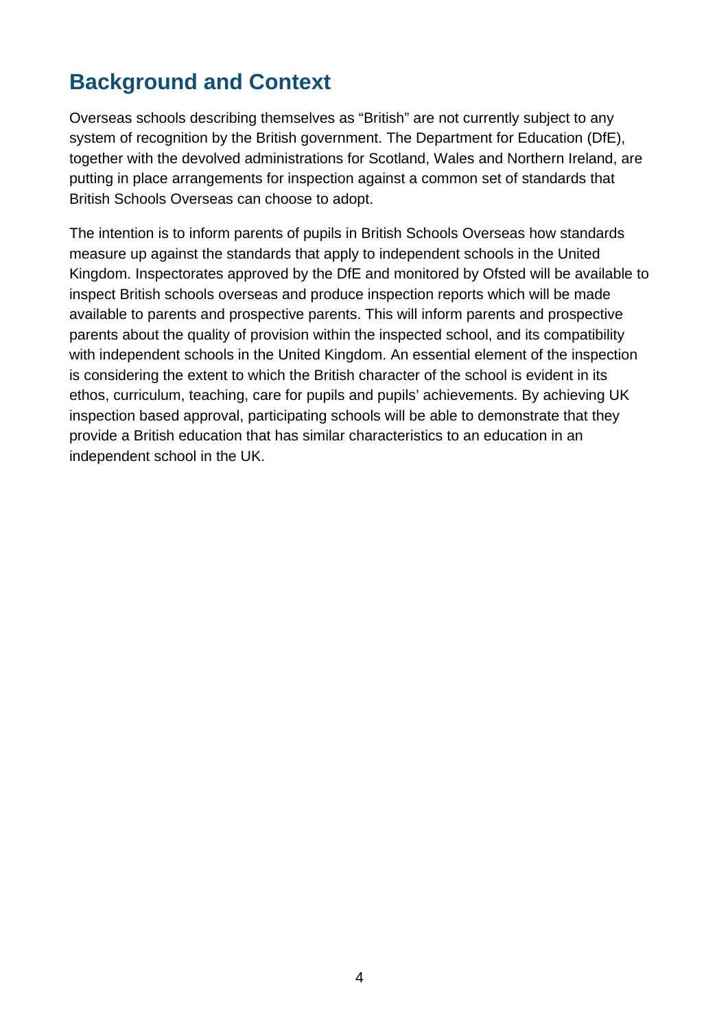## Background and Context

Overseas schools describing themselves as "British" are not currently subject to any system of recognition by the British government. The Department for Education (DfE), together with the devolved administrations for Scotland, Wales and Northern Ireland, are putting in place arrangements for inspection against a common set of standards that British Schools Overseas can choose to adopt.

The intention is to inform parents of pupils in British Schools Overseas how standards measure up against the standards that apply to independent schools in the United Kingdom. Inspectorates approved by the DfE and monitored by Ofsted will be available to inspect British schools overseas and produce inspection reports which will be made available to parents and prospective parents. This will inform parents and prospective parents about the quality of provision within the inspected school, and its compatibility with independent schools in the United Kingdom. An essential element of the inspection is considering the extent to which the British character of the school is evident in its ethos, curriculum, teaching, care for pupils and pupils' achievements. By achieving UK inspection based approval, participating schools will be able to demonstrate that they provide a British education that has similar characteristics to an education in an independent school in the UK.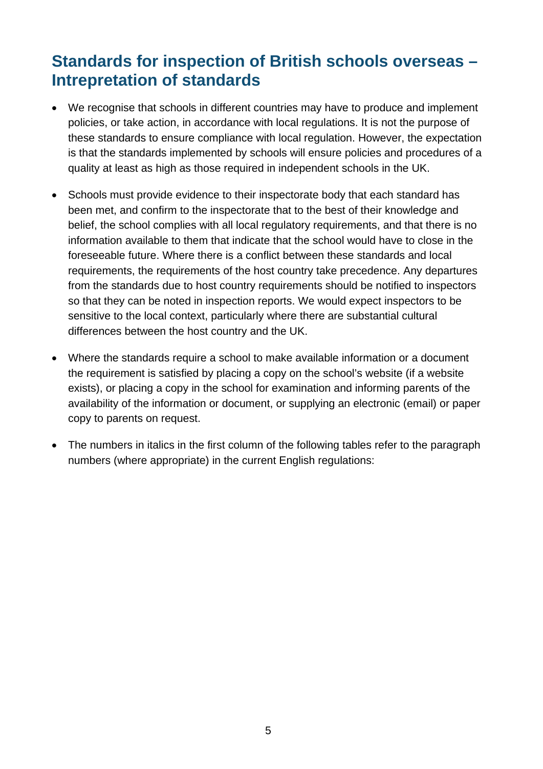## Standards for inspection of British schools overseas – Intrepretation of standards

- We recognise that schools in different countries may have to produce and implement policies, or take action, in accordance with local regulations. It is not the purpose of these standards to ensure compliance with local regulation. However, the expectation is that the standards implemented by schools will ensure policies and procedures of a quality at least as high as those required in independent schools in the UK.

- Schools must provide evidence to their inspectorate body that each standard has been met, and confirm to the inspectorate that to the best of their knowledge and belief, the school complies with all local regulatory requirements, and that there is no information available to them that indicate that the school would have to close in the foreseeable future. Where there is a conflict between these standards and local requirements, the requirements of the host country take precedence. Any departures from the standards due to host country requirements should be notified to inspectors so that they can be noted in inspection reports. We would expect inspectors to be sensitive to the local context, particularly where there are substantial cultural differences between the host country and the UK.

- Where the standards require a school to make available information or a document the requirement is satisfied by placing a copy on the school's website (if a website exists), or placing a copy in the school for examination and informing parents of the availability of the information or document, or supplying an electronic (email) or paper copy to parents on request.

- The numbers in italics in the first column of the following tables refer to the paragraph numbers (where appropriate) in the current English regulations: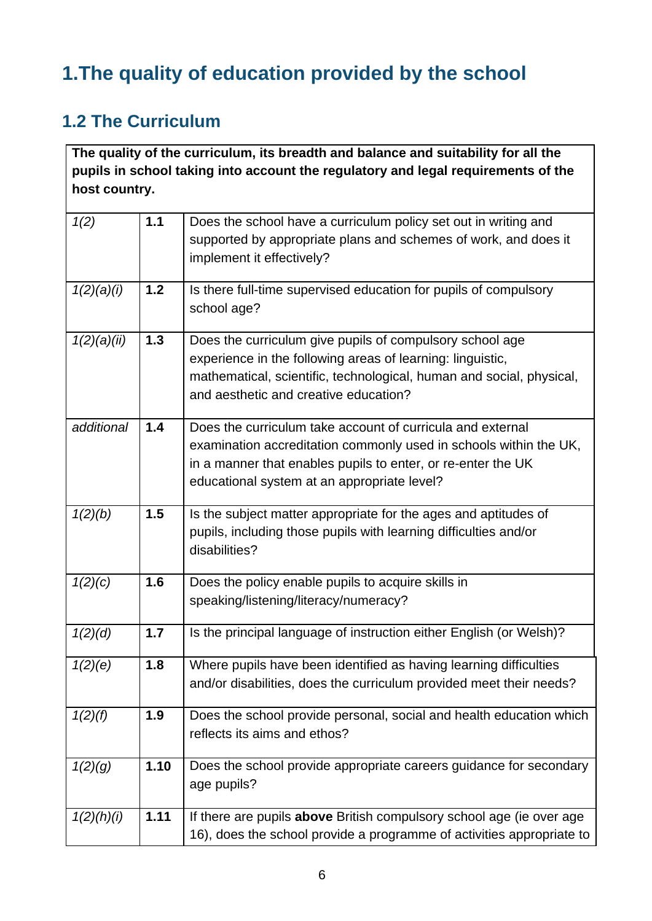# 1.The quality of education provided by the school

## 1.2 The Curriculum

| The quality of the curriculum, its breadth and balance and suitability for all the pupils in school taking into account the regulatory and legal requirements of the host country. | | |
|---|---|---|
| *1(2)* | **1.1** | Does the school have a curriculum policy set out in writing and supported by appropriate plans and schemes of work, and does it implement it effectively? |
| *1(2)(a)(i)* | **1.2** | Is there full-time supervised education for pupils of compulsory school age? |
| *1(2)(a)(ii)* | **1.3** | Does the curriculum give pupils of compulsory school age experience in the following areas of learning: linguistic, mathematical, scientific, technological, human and social, physical, and aesthetic and creative education? |
| *additional* | **1.4** | Does the curriculum take account of curricula and external examination accreditation commonly used in schools within the UK, in a manner that enables pupils to enter, or re-enter the UK educational system at an appropriate level? |
| *1(2)(b)* | **1.5** | Is the subject matter appropriate for the ages and aptitudes of pupils, including those pupils with learning difficulties and/or disabilities? |
| *1(2)(c)* | **1.6** | Does the policy enable pupils to acquire skills in speaking/listening/literacy/numeracy? |
| *1(2)(d)* | **1.7** | Is the principal language of instruction either English (or Welsh)? |
| *1(2)(e)* | **1.8** | Where pupils have been identified as having learning difficulties and/or disabilities, does the curriculum provided meet their needs? |
| *1(2)(f)* | **1.9** | Does the school provide personal, social and health education which reflects its aims and ethos? |
| *1(2)(g)* | **1.10** | Does the school provide appropriate careers guidance for secondary age pupils? |
| *1(2)(h)(i)* | **1.11** | If there are pupils **above** British compulsory school age (ie over age 16), does the school provide a programme of activities appropriate to |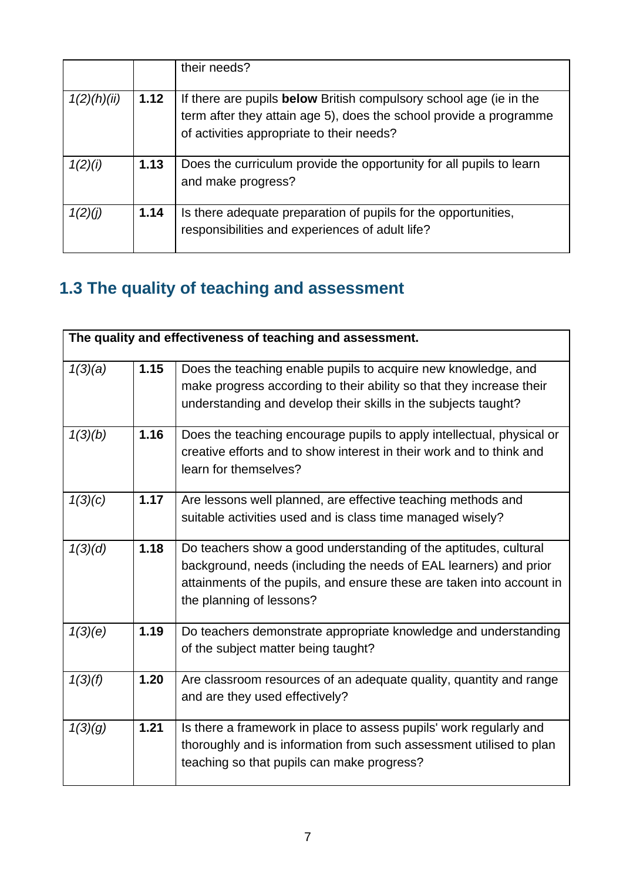| | | |
|---|---|---|
| | | their needs? |
| *1(2)(h)(ii)* | **1.12** | If there are pupils **below** British compulsory school age (ie in the term after they attain age 5), does the school provide a programme of activities appropriate to their needs? |
| *1(2)(i)* | **1.13** | Does the curriculum provide the opportunity for all pupils to learn and make progress? |
| *1(2)(j)* | **1.14** | Is there adequate preparation of pupils for the opportunities, responsibilities and experiences of adult life? |

## 1.3 The quality of teaching and assessment

| **The quality and effectiveness of teaching and assessment.** | | |
|---|---|---|
| *1(3)(a)* | **1.15** | Does the teaching enable pupils to acquire new knowledge, and make progress according to their ability so that they increase their understanding and develop their skills in the subjects taught? |
| *1(3)(b)* | **1.16** | Does the teaching encourage pupils to apply intellectual, physical or creative efforts and to show interest in their work and to think and learn for themselves? |
| *1(3)(c)* | **1.17** | Are lessons well planned, are effective teaching methods and suitable activities used and is class time managed wisely? |
| *1(3)(d)* | **1.18** | Do teachers show a good understanding of the aptitudes, cultural background, needs (including the needs of EAL learners) and prior attainments of the pupils, and ensure these are taken into account in the planning of lessons? |
| *1(3)(e)* | **1.19** | Do teachers demonstrate appropriate knowledge and understanding of the subject matter being taught? |
| *1(3)(f)* | **1.20** | Are classroom resources of an adequate quality, quantity and range and are they used effectively? |
| *1(3)(g)* | **1.21** | Is there a framework in place to assess pupils' work regularly and thoroughly and is information from such assessment utilised to plan teaching so that pupils can make progress? |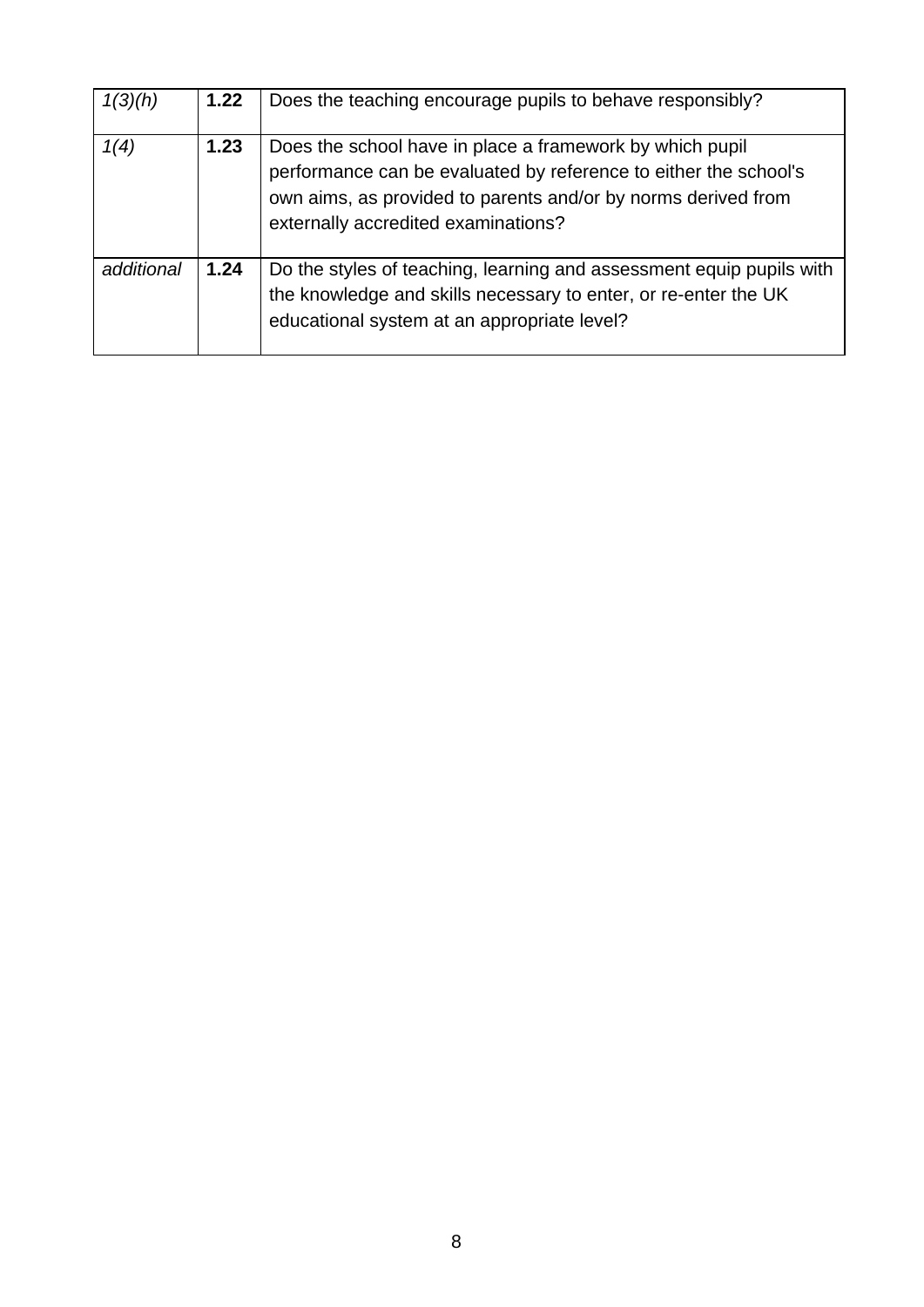| *1(3)(h)* | **1.22** | Does the teaching encourage pupils to behave responsibly? |
|---|---|---|
| *1(4)* | **1.23** | Does the school have in place a framework by which pupil performance can be evaluated by reference to either the school's own aims, as provided to parents and/or by norms derived from externally accredited examinations? |
| *additional* | **1.24** | Do the styles of teaching, learning and assessment equip pupils with the knowledge and skills necessary to enter, or re-enter the UK educational system at an appropriate level? |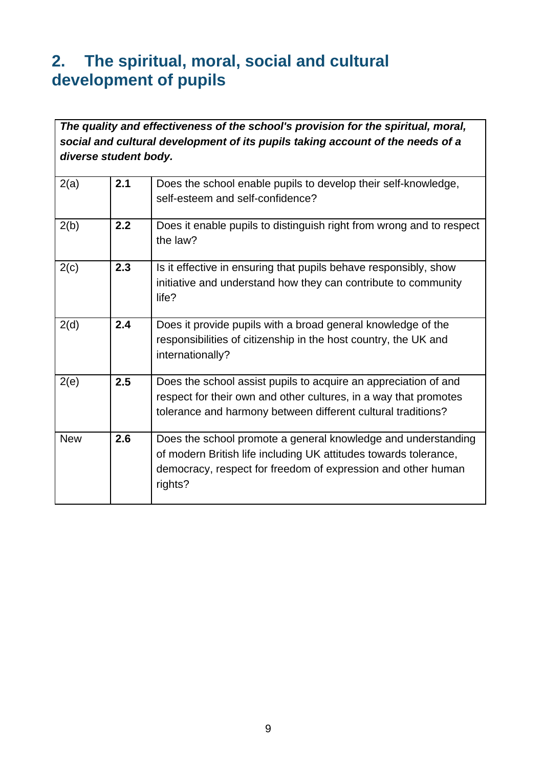## 2. The spiritual, moral, social and cultural development of pupils

| ***The quality and effectiveness of the school's provision for the spiritual, moral, social and cultural development of its pupils taking account of the needs of a diverse student body.*** | | |
|---|---|---|
| 2(a) | **2.1** | Does the school enable pupils to develop their self-knowledge, self-esteem and self-confidence? |
| 2(b) | **2.2** | Does it enable pupils to distinguish right from wrong and to respect the law? |
| 2(c) | **2.3** | Is it effective in ensuring that pupils behave responsibly, show initiative and understand how they can contribute to community life? |
| 2(d) | **2.4** | Does it provide pupils with a broad general knowledge of the responsibilities of citizenship in the host country, the UK and internationally? |
| 2(e) | **2.5** | Does the school assist pupils to acquire an appreciation of and respect for their own and other cultures, in a way that promotes tolerance and harmony between different cultural traditions? |
| New | **2.6** | Does the school promote a general knowledge and understanding of modern British life including UK attitudes towards tolerance, democracy, respect for freedom of expression and other human rights? |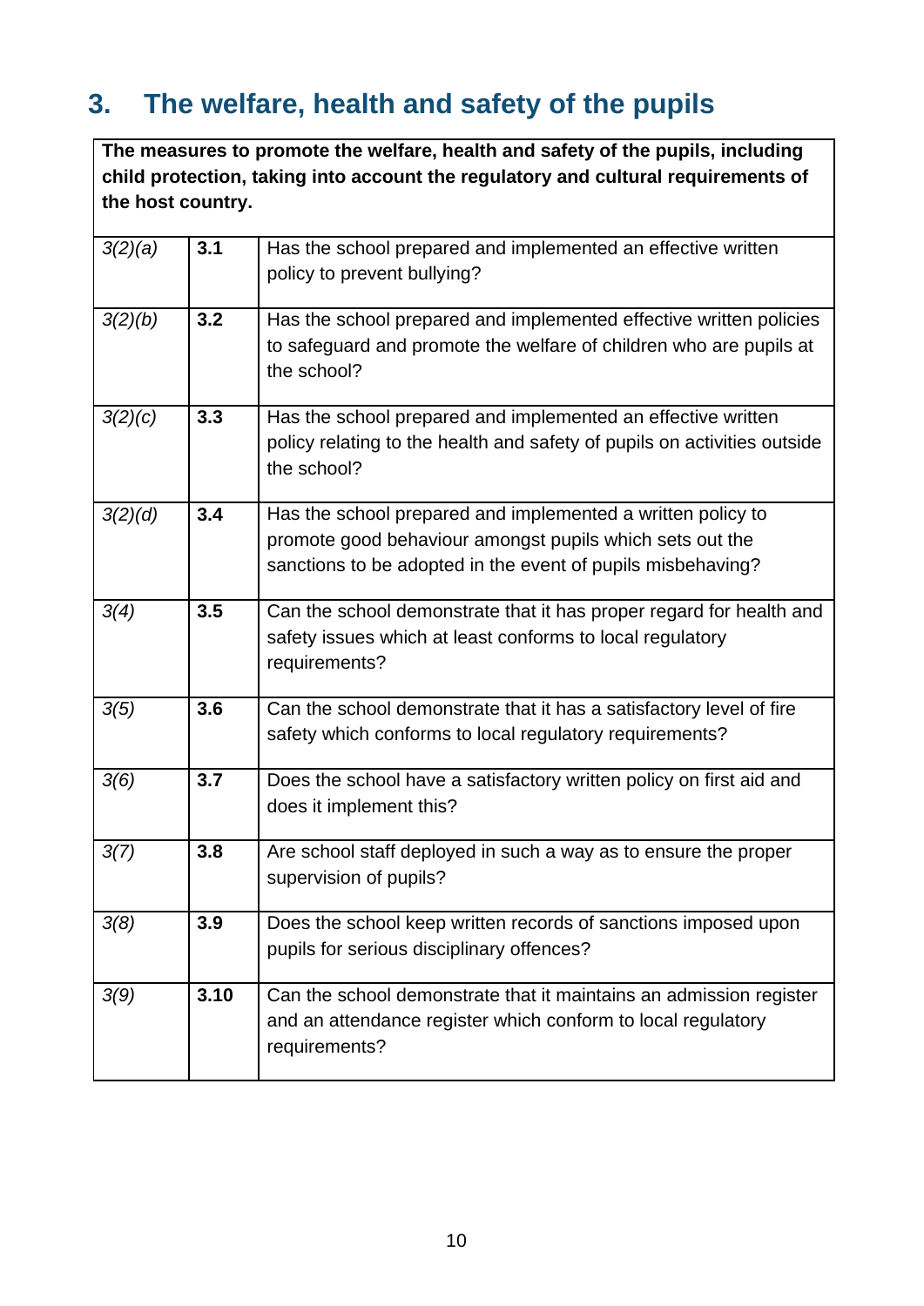## 3. The welfare, health and safety of the pupils

**The measures to promote the welfare, health and safety of the pupils, including child protection, taking into account the regulatory and cultural requirements of the host country.**

| | | |
|---|---|---|
| *3(2)(a)* | **3.1** | Has the school prepared and implemented an effective written policy to prevent bullying? |
| *3(2)(b)* | **3.2** | Has the school prepared and implemented effective written policies to safeguard and promote the welfare of children who are pupils at the school? |
| *3(2)(c)* | **3.3** | Has the school prepared and implemented an effective written policy relating to the health and safety of pupils on activities outside the school? |
| *3(2)(d)* | **3.4** | Has the school prepared and implemented a written policy to promote good behaviour amongst pupils which sets out the sanctions to be adopted in the event of pupils misbehaving? |
| *3(4)* | **3.5** | Can the school demonstrate that it has proper regard for health and safety issues which at least conforms to local regulatory requirements? |
| *3(5)* | **3.6** | Can the school demonstrate that it has a satisfactory level of fire safety which conforms to local regulatory requirements? |
| *3(6)* | **3.7** | Does the school have a satisfactory written policy on first aid and does it implement this? |
| *3(7)* | **3.8** | Are school staff deployed in such a way as to ensure the proper supervision of pupils? |
| *3(8)* | **3.9** | Does the school keep written records of sanctions imposed upon pupils for serious disciplinary offences? |
| *3(9)* | **3.10** | Can the school demonstrate that it maintains an admission register and an attendance register which conform to local regulatory requirements? |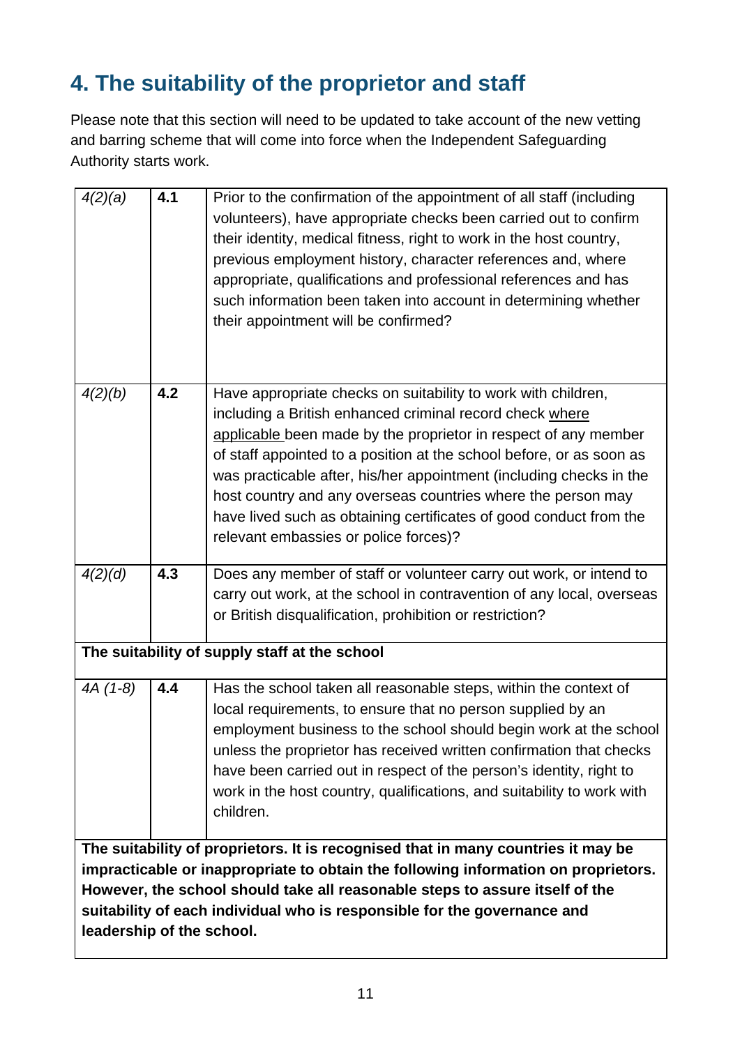# 4. The suitability of the proprietor and staff

Please note that this section will need to be updated to take account of the new vetting and barring scheme that will come into force when the Independent Safeguarding Authority starts work.

| | | |
|---|---|---|
| *4(2)(a)* | **4.1** | Prior to the confirmation of the appointment of all staff (including volunteers), have appropriate checks been carried out to confirm their identity, medical fitness, right to work in the host country, previous employment history, character references and, where appropriate, qualifications and professional references and has such information been taken into account in determining whether their appointment will be confirmed? |
| *4(2)(b)* | **4.2** | Have appropriate checks on suitability to work with children, including a British enhanced criminal record check where applicable been made by the proprietor in respect of any member of staff appointed to a position at the school before, or as soon as was practicable after, his/her appointment (including checks in the host country and any overseas countries where the person may have lived such as obtaining certificates of good conduct from the relevant embassies or police forces)? |
| *4(2)(d)* | **4.3** | Does any member of staff or volunteer carry out work, or intend to carry out work, at the school in contravention of any local, overseas or British disqualification, prohibition or restriction? |
| **The suitability of supply staff at the school** | | |
| *4A (1-8)* | **4.4** | Has the school taken all reasonable steps, within the context of local requirements, to ensure that no person supplied by an employment business to the school should begin work at the school unless the proprietor has received written confirmation that checks have been carried out in respect of the person's identity, right to work in the host country, qualifications, and suitability to work with children. |
| **The suitability of proprietors. It is recognised that in many countries it may be impracticable or inappropriate to obtain the following information on proprietors. However, the school should take all reasonable steps to assure itself of the suitability of each individual who is responsible for the governance and leadership of the school.** | | |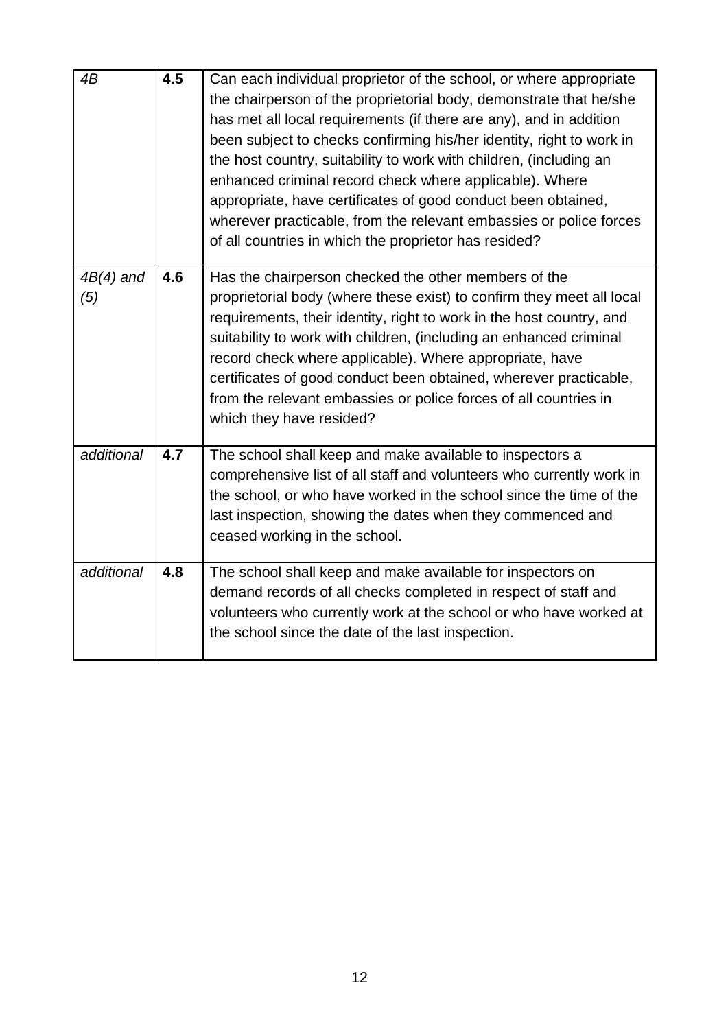| | | |
|---|---|---|
| *4B* | **4.5** | Can each individual proprietor of the school, or where appropriate the chairperson of the proprietorial body, demonstrate that he/she has met all local requirements (if there are any), and in addition been subject to checks confirming his/her identity, right to work in the host country, suitability to work with children, (including an enhanced criminal record check where applicable). Where appropriate, have certificates of good conduct been obtained, wherever practicable, from the relevant embassies or police forces of all countries in which the proprietor has resided? |
| *4B(4) and (5)* | **4.6** | Has the chairperson checked the other members of the proprietorial body (where these exist) to confirm they meet all local requirements, their identity, right to work in the host country, and suitability to work with children, (including an enhanced criminal record check where applicable). Where appropriate, have certificates of good conduct been obtained, wherever practicable, from the relevant embassies or police forces of all countries in which they have resided? |
| *additional* | **4.7** | The school shall keep and make available to inspectors a comprehensive list of all staff and volunteers who currently work in the school, or who have worked in the school since the time of the last inspection, showing the dates when they commenced and ceased working in the school. |
| *additional* | **4.8** | The school shall keep and make available for inspectors on demand records of all checks completed in respect of staff and volunteers who currently work at the school or who have worked at the school since the date of the last inspection. |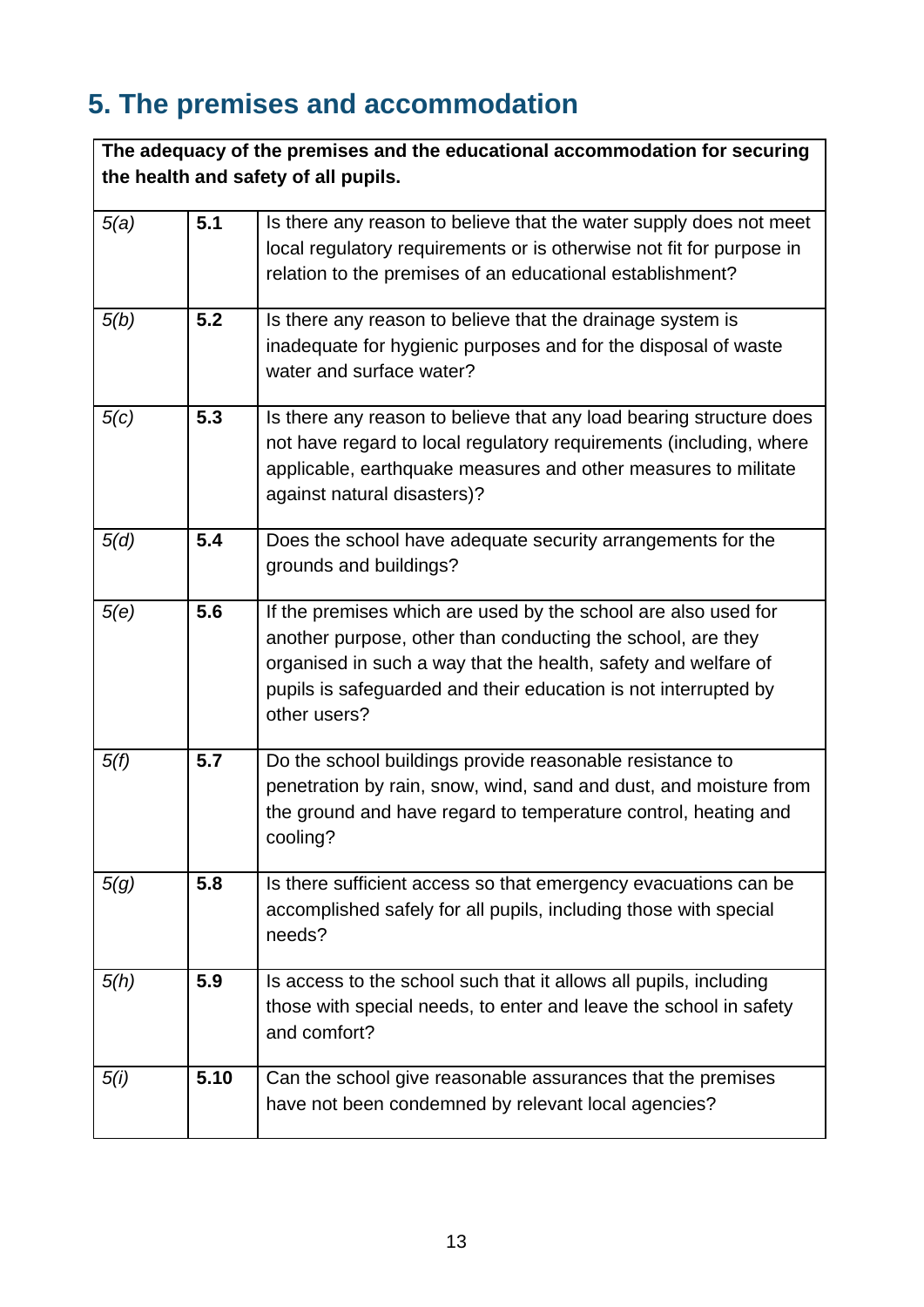## 5. The premises and accommodation

| **The adequacy of the premises and the educational accommodation for securing the health and safety of all pupils.** | | |
|---|---|---|
| *5(a)* | **5.1** | Is there any reason to believe that the water supply does not meet local regulatory requirements or is otherwise not fit for purpose in relation to the premises of an educational establishment? |
| *5(b)* | **5.2** | Is there any reason to believe that the drainage system is inadequate for hygienic purposes and for the disposal of waste water and surface water? |
| *5(c)* | **5.3** | Is there any reason to believe that any load bearing structure does not have regard to local regulatory requirements (including, where applicable, earthquake measures and other measures to militate against natural disasters)? |
| *5(d)* | **5.4** | Does the school have adequate security arrangements for the grounds and buildings? |
| *5(e)* | **5.6** | If the premises which are used by the school are also used for another purpose, other than conducting the school, are they organised in such a way that the health, safety and welfare of pupils is safeguarded and their education is not interrupted by other users? |
| *5(f)* | **5.7** | Do the school buildings provide reasonable resistance to penetration by rain, snow, wind, sand and dust, and moisture from the ground and have regard to temperature control, heating and cooling? |
| *5(g)* | **5.8** | Is there sufficient access so that emergency evacuations can be accomplished safely for all pupils, including those with special needs? |
| *5(h)* | **5.9** | Is access to the school such that it allows all pupils, including those with special needs, to enter and leave the school in safety and comfort? |
| *5(i)* | **5.10** | Can the school give reasonable assurances that the premises have not been condemned by relevant local agencies? |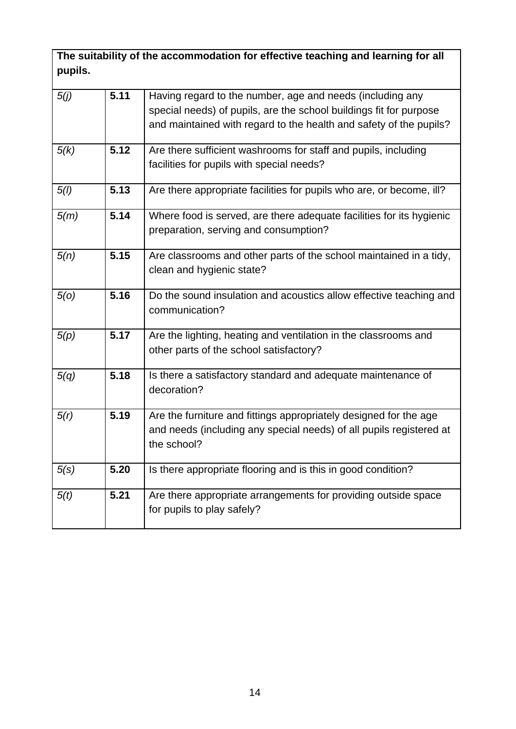| The suitability of the accommodation for effective teaching and learning for all pupils. | | |
|---|---|---|
| *5(j)* | **5.11** | Having regard to the number, age and needs (including any special needs) of pupils, are the school buildings fit for purpose and maintained with regard to the health and safety of the pupils? |
| *5(k)* | **5.12** | Are there sufficient washrooms for staff and pupils, including facilities for pupils with special needs? |
| *5(l)* | **5.13** | Are there appropriate facilities for pupils who are, or become, ill? |
| *5(m)* | **5.14** | Where food is served, are there adequate facilities for its hygienic preparation, serving and consumption? |
| *5(n)* | **5.15** | Are classrooms and other parts of the school maintained in a tidy, clean and hygienic state? |
| *5(o)* | **5.16** | Do the sound insulation and acoustics allow effective teaching and communication? |
| *5(p)* | **5.17** | Are the lighting, heating and ventilation in the classrooms and other parts of the school satisfactory? |
| *5(q)* | **5.18** | Is there a satisfactory standard and adequate maintenance of decoration? |
| *5(r)* | **5.19** | Are the furniture and fittings appropriately designed for the age and needs (including any special needs) of all pupils registered at the school? |
| *5(s)* | **5.20** | Is there appropriate flooring and is this in good condition? |
| *5(t)* | **5.21** | Are there appropriate arrangements for providing outside space for pupils to play safely? |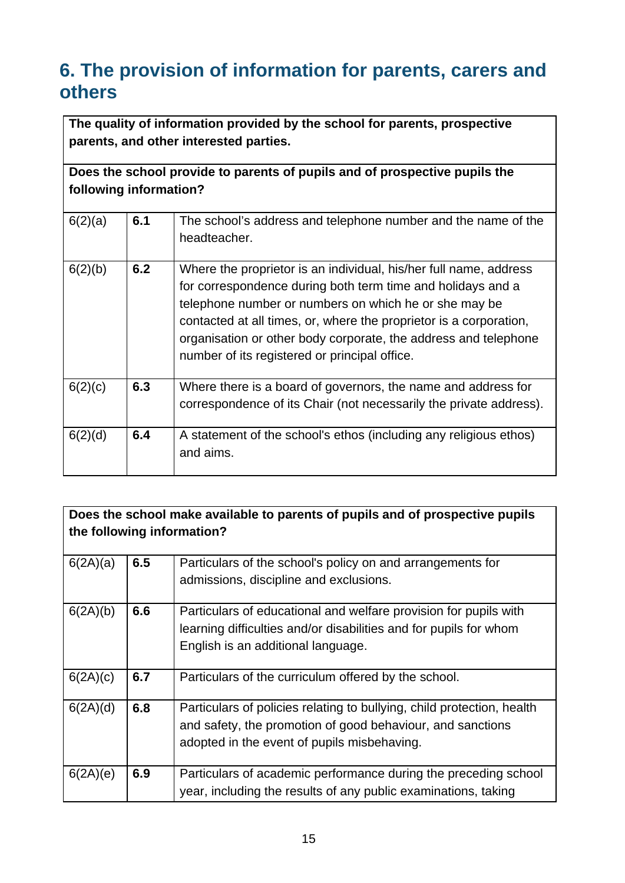## 6. The provision of information for parents, carers and others

| **The quality of information provided by the school for parents, prospective parents, and other interested parties.** | | |
|---|---|---|
| **Does the school provide to parents of pupils and of prospective pupils the following information?** | | |
| 6(2)(a) | **6.1** | The school's address and telephone number and the name of the headteacher. |
| 6(2)(b) | **6.2** | Where the proprietor is an individual, his/her full name, address for correspondence during both term time and holidays and a telephone number or numbers on which he or she may be contacted at all times, or, where the proprietor is a corporation, organisation or other body corporate, the address and telephone number of its registered or principal office. |
| 6(2)(c) | **6.3** | Where there is a board of governors, the name and address for correspondence of its Chair (not necessarily the private address). |
| 6(2)(d) | **6.4** | A statement of the school's ethos (including any religious ethos) and aims. |

| **Does the school make available to parents of pupils and of prospective pupils the following information?** | | |
|---|---|---|
| 6(2A)(a) | **6.5** | Particulars of the school's policy on and arrangements for admissions, discipline and exclusions. |
| 6(2A)(b) | **6.6** | Particulars of educational and welfare provision for pupils with learning difficulties and/or disabilities and for pupils for whom English is an additional language. |
| 6(2A)(c) | **6.7** | Particulars of the curriculum offered by the school. |
| 6(2A)(d) | **6.8** | Particulars of policies relating to bullying, child protection, health and safety, the promotion of good behaviour, and sanctions adopted in the event of pupils misbehaving. |
| 6(2A)(e) | **6.9** | Particulars of academic performance during the preceding school year, including the results of any public examinations, taking |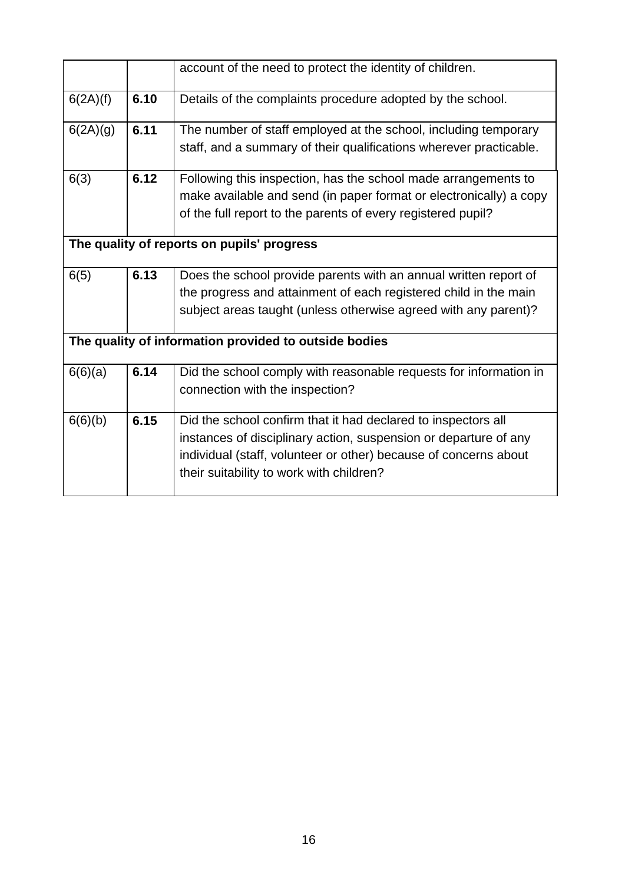| | | |
|---|---|---|
| | | account of the need to protect the identity of children. |
| 6(2A)(f) | **6.10** | Details of the complaints procedure adopted by the school. |
| 6(2A)(g) | **6.11** | The number of staff employed at the school, including temporary staff, and a summary of their qualifications wherever practicable. |
| 6(3) | **6.12** | Following this inspection, has the school made arrangements to make available and send (in paper format or electronically) a copy of the full report to the parents of every registered pupil? |
| **The quality of reports on pupils' progress** | | |
| 6(5) | **6.13** | Does the school provide parents with an annual written report of the progress and attainment of each registered child in the main subject areas taught (unless otherwise agreed with any parent)? |
| **The quality of information provided to outside bodies** | | |
| 6(6)(a) | **6.14** | Did the school comply with reasonable requests for information in connection with the inspection? |
| 6(6)(b) | **6.15** | Did the school confirm that it had declared to inspectors all instances of disciplinary action, suspension or departure of any individual (staff, volunteer or other) because of concerns about their suitability to work with children? |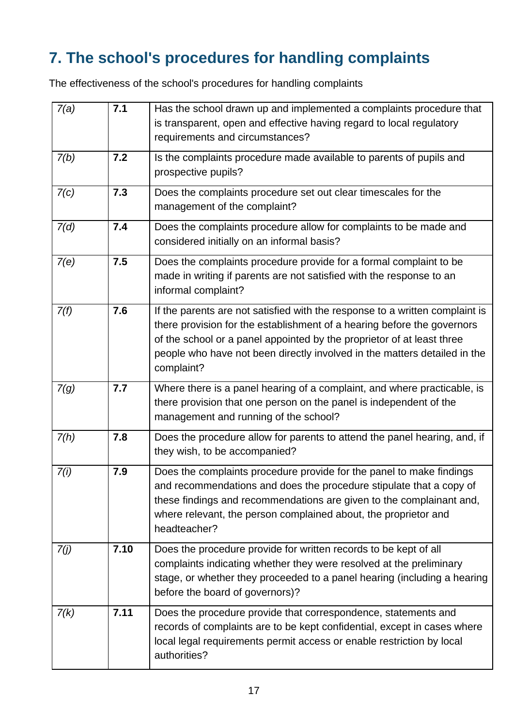# 7. The school's procedures for handling complaints

The effectiveness of the school's procedures for handling complaints

| | | |
|---|---|---|
| *7(a)* | **7.1** | Has the school drawn up and implemented a complaints procedure that is transparent, open and effective having regard to local regulatory requirements and circumstances? |
| *7(b)* | **7.2** | Is the complaints procedure made available to parents of pupils and prospective pupils? |
| *7(c)* | **7.3** | Does the complaints procedure set out clear timescales for the management of the complaint? |
| *7(d)* | **7.4** | Does the complaints procedure allow for complaints to be made and considered initially on an informal basis? |
| *7(e)* | **7.5** | Does the complaints procedure provide for a formal complaint to be made in writing if parents are not satisfied with the response to an informal complaint? |
| *7(f)* | **7.6** | If the parents are not satisfied with the response to a written complaint is there provision for the establishment of a hearing before the governors of the school or a panel appointed by the proprietor of at least three people who have not been directly involved in the matters detailed in the complaint? |
| *7(g)* | **7.7** | Where there is a panel hearing of a complaint, and where practicable, is there provision that one person on the panel is independent of the management and running of the school? |
| *7(h)* | **7.8** | Does the procedure allow for parents to attend the panel hearing, and, if they wish, to be accompanied? |
| *7(i)* | **7.9** | Does the complaints procedure provide for the panel to make findings and recommendations and does the procedure stipulate that a copy of these findings and recommendations are given to the complainant and, where relevant, the person complained about, the proprietor and headteacher? |
| *7(j)* | **7.10** | Does the procedure provide for written records to be kept of all complaints indicating whether they were resolved at the preliminary stage, or whether they proceeded to a panel hearing (including a hearing before the board of governors)? |
| *7(k)* | **7.11** | Does the procedure provide that correspondence, statements and records of complaints are to be kept confidential, except in cases where local legal requirements permit access or enable restriction by local authorities? |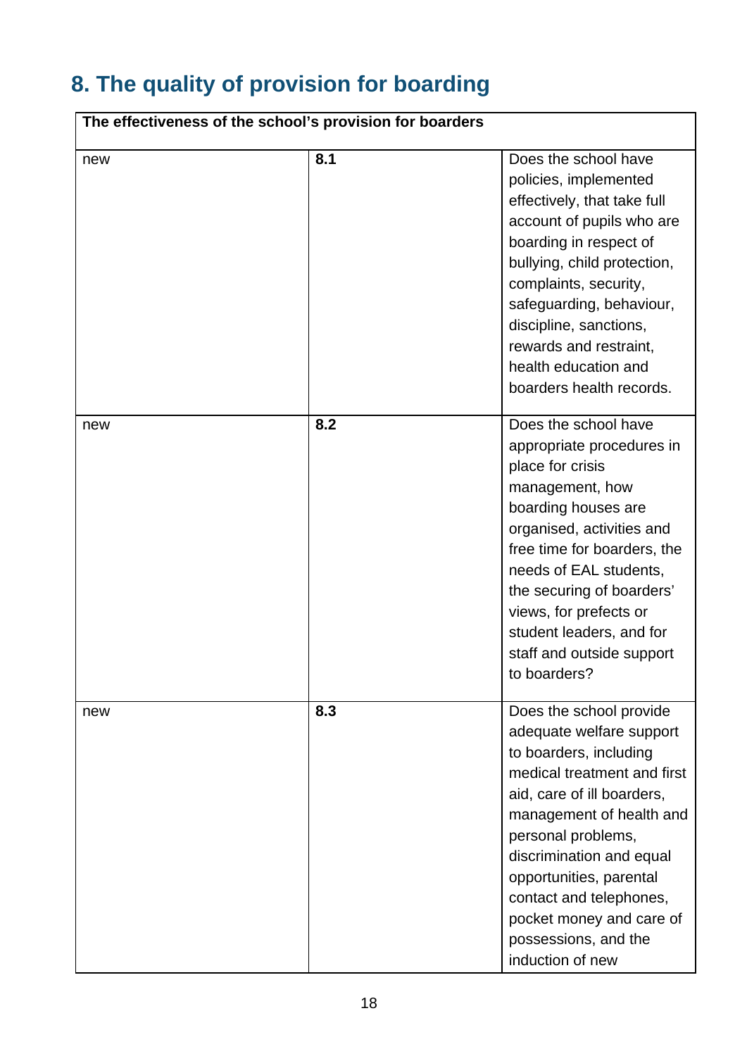## 8. The quality of provision for boarding

| The effectiveness of the school's provision for boarders | | |
|---|---|---|
| new | **8.1** | Does the school have policies, implemented effectively, that take full account of pupils who are boarding in respect of bullying, child protection, complaints, security, safeguarding, behaviour, discipline, sanctions, rewards and restraint, health education and boarders health records. |
| new | **8.2** | Does the school have appropriate procedures in place for crisis management, how boarding houses are organised, activities and free time for boarders, the needs of EAL students, the securing of boarders' views, for prefects or student leaders, and for staff and outside support to boarders? |
| new | **8.3** | Does the school provide adequate welfare support to boarders, including medical treatment and first aid, care of ill boarders, management of health and personal problems, discrimination and equal opportunities, parental contact and telephones, pocket money and care of possessions, and the induction of new |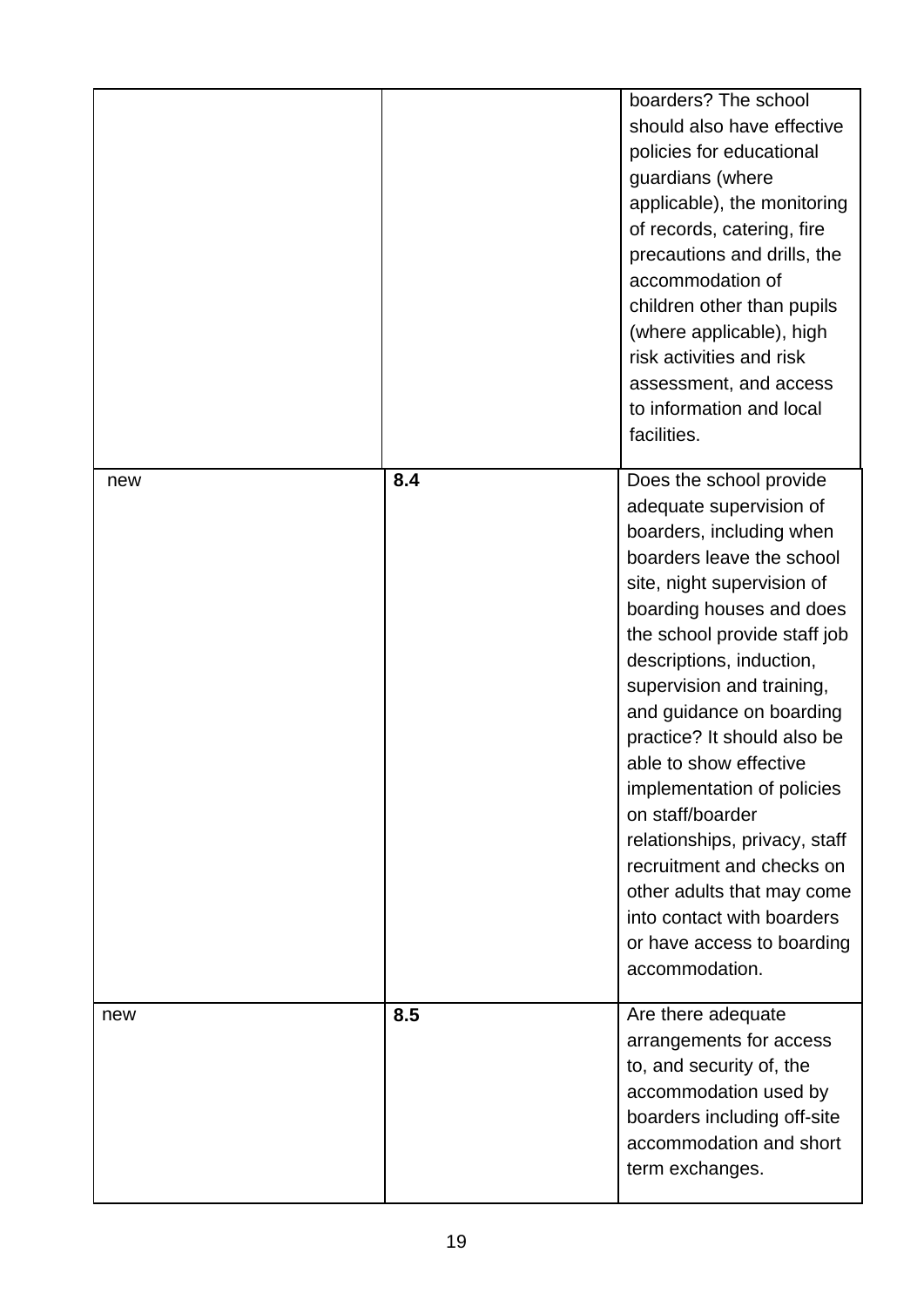| | | |
|---|---|---|
| | | boarders? The school should also have effective policies for educational guardians (where applicable), the monitoring of records, catering, fire precautions and drills, the accommodation of children other than pupils (where applicable), high risk activities and risk assessment, and access to information and local facilities. |
| new | **8.4** | Does the school provide adequate supervision of boarders, including when boarders leave the school site, night supervision of boarding houses and does the school provide staff job descriptions, induction, supervision and training, and guidance on boarding practice? It should also be able to show effective implementation of policies on staff/boarder relationships, privacy, staff recruitment and checks on other adults that may come into contact with boarders or have access to boarding accommodation. |
| new | **8.5** | Are there adequate arrangements for access to, and security of, the accommodation used by boarders including off-site accommodation and short term exchanges. |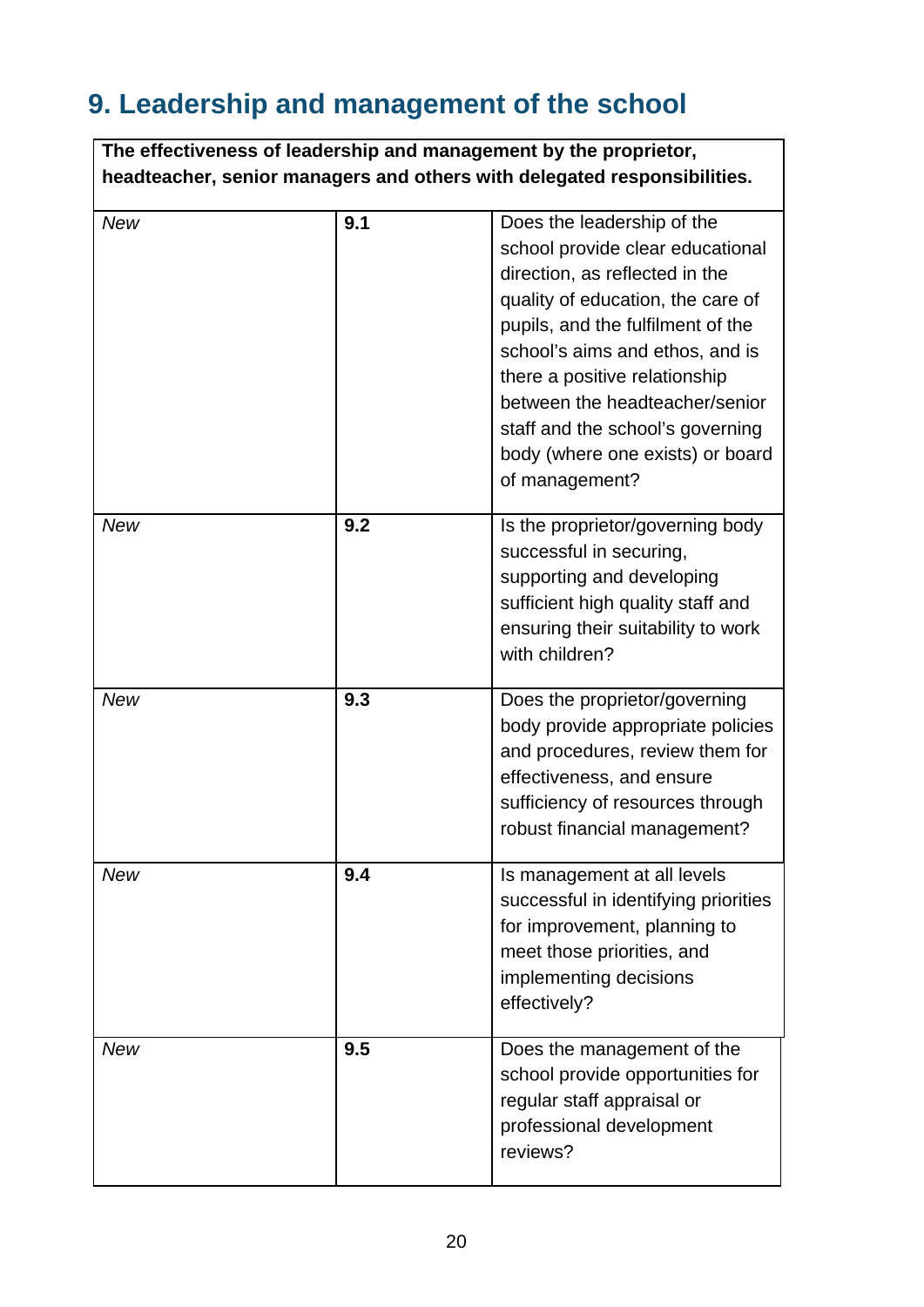## 9. Leadership and management of the school

| **The effectiveness of leadership and management by the proprietor, headteacher, senior managers and others with delegated responsibilities.** | | |
|---|---|---|
| *New* | **9.1** | Does the leadership of the school provide clear educational direction, as reflected in the quality of education, the care of pupils, and the fulfilment of the school's aims and ethos, and is there a positive relationship between the headteacher/senior staff and the school's governing body (where one exists) or board of management? |
| *New* | **9.2** | Is the proprietor/governing body successful in securing, supporting and developing sufficient high quality staff and ensuring their suitability to work with children? |
| *New* | **9.3** | Does the proprietor/governing body provide appropriate policies and procedures, review them for effectiveness, and ensure sufficiency of resources through robust financial management? |
| *New* | **9.4** | Is management at all levels successful in identifying priorities for improvement, planning to meet those priorities, and implementing decisions effectively? |
| *New* | **9.5** | Does the management of the school provide opportunities for regular staff appraisal or professional development reviews? |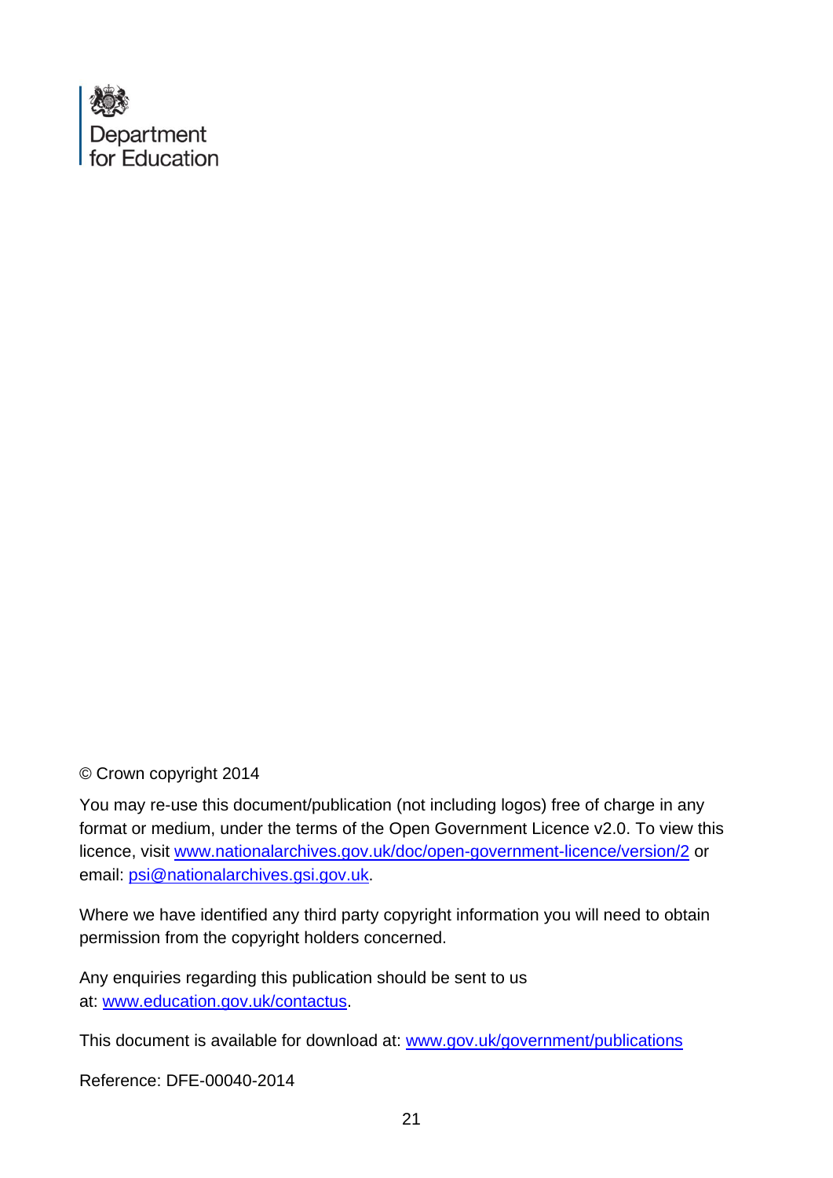Department for Education

© Crown copyright 2014

You may re-use this document/publication (not including logos) free of charge in any format or medium, under the terms of the Open Government Licence v2.0. To view this licence, visit www.nationalarchives.gov.uk/doc/open-government-licence/version/2 or email: psi@nationalarchives.gsi.gov.uk.

Where we have identified any third party copyright information you will need to obtain permission from the copyright holders concerned.

Any enquiries regarding this publication should be sent to us at: www.education.gov.uk/contactus.

This document is available for download at: www.gov.uk/government/publications

Reference: DFE-00040-2014